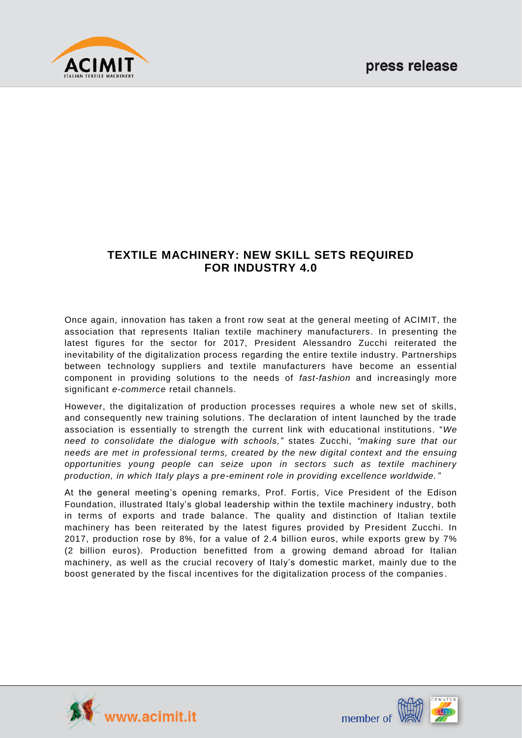# TEXTILE MACHINERY: NEW SKILL SETS REQUIRED FOR INDUSTRY 4.0

Once again, innovation has taken a front row seat at the general meeting of ACIMIT, the association that represents Italian textile machinery manufacturers. In presenting the latest figures for the sector for 2017, President Alessandro Zucchi reiterated the inevitability of the digitalization process regarding the entire textile industry. Partnerships between technology suppliers and textile manufacturers have become an essential component in providing solutions to the needs of *fast-fashion* and increasingly more significant *e-commerce* retail channels.

However, the digitalization of production processes requires a whole new set of skills, and consequently new training solutions. The declaration of intent launched by the trade association is essentially to strength the current link with educational institutions. "*We need to consolidate the dialogue with schools,"* states Zucchi, *"making sure that our needs are met in professional terms, created by the new digital context and the ensuing opportunities young people can seize upon in sectors such as textile machinery production, in which Italy plays a pre-eminent role in providing excellence worldwide."*

At the general meeting's opening remarks, Prof. Fortis, Vice President of the Edison Foundation, illustrated Italy's global leadership within the textile machinery industry, both in terms of exports and trade balance. The quality and distinction of Italian textile machinery has been reiterated by the latest figures provided by President Zucchi. In 2017, production rose by 8%, for a value of 2.4 billion euros, while exports grew by 7% (2 billion euros). Production benefitted from a growing demand abroad for Italian machinery, as well as the crucial recovery of Italy's domestic market, mainly due to the boost generated by the fiscal incentives for the digitalization process of the companies.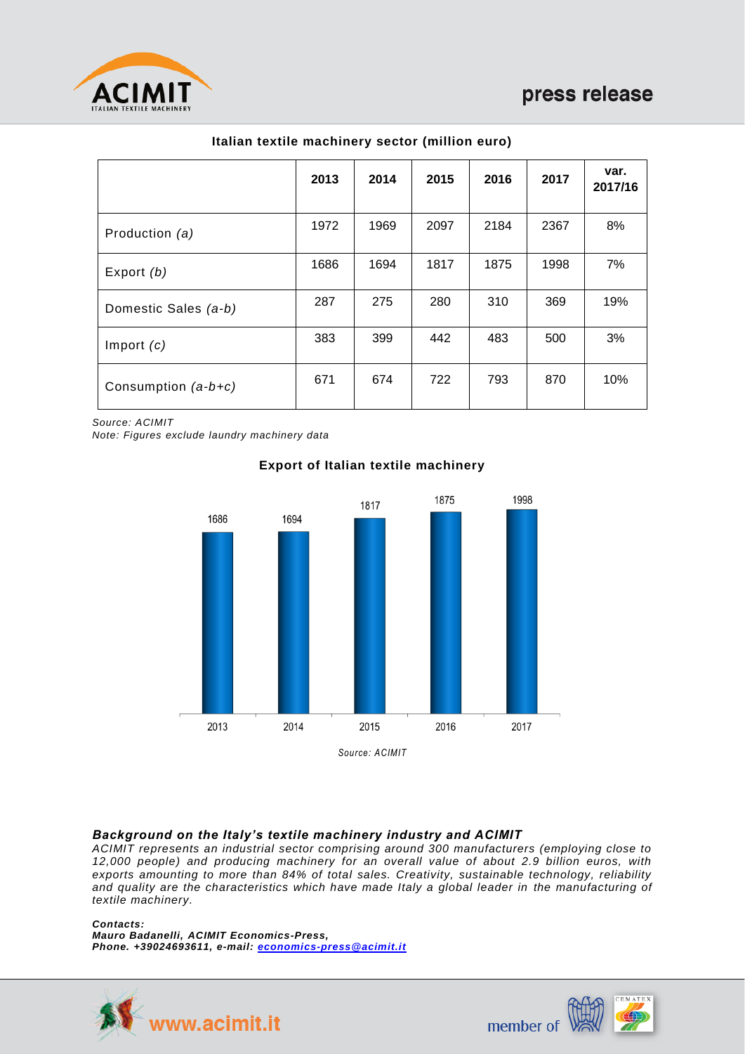**Italian textile machinery sector (million euro)**

| | 2013 | 2014 | 2015 | 2016 | 2017 | var. 2017/16 |
|---|---|---|---|---|---|---|
| Production *(a)* | 1972 | 1969 | 2097 | 2184 | 2367 | 8% |
| Export *(b)* | 1686 | 1694 | 1817 | 1875 | 1998 | 7% |
| Domestic Sales *(a-b)* | 287 | 275 | 280 | 310 | 369 | 19% |
| Import *(c)* | 383 | 399 | 442 | 483 | 500 | 3% |
| Consumption *(a-b+c)* | 671 | 674 | 722 | 793 | 870 | 10% |

*Source: ACIMIT*
*Note: Figures exclude laundry machinery data*

**Export of Italian textile machinery**

1686
1694
1817
1875
1998

2013
2014
2015
2016
2017

*Source: ACIMIT*

### *Background on the Italy's textile machinery industry and ACIMIT*

*ACIMIT represents an industrial sector comprising around 300 manufacturers (employing close to 12,000 people) and producing machinery for an overall value of about 2.9 billion euros, with exports amounting to more than 84% of total sales. Creativity, sustainable technology, reliability and quality are the characteristics which have made Italy a global leader in the manufacturing of textile machinery.*

***Contacts:***
***Mauro Badanelli, ACIMIT Economics-Press,***
***Phone. +39024693611, e-mail: economics-press@acimit.it***

www.acimit.it

member of